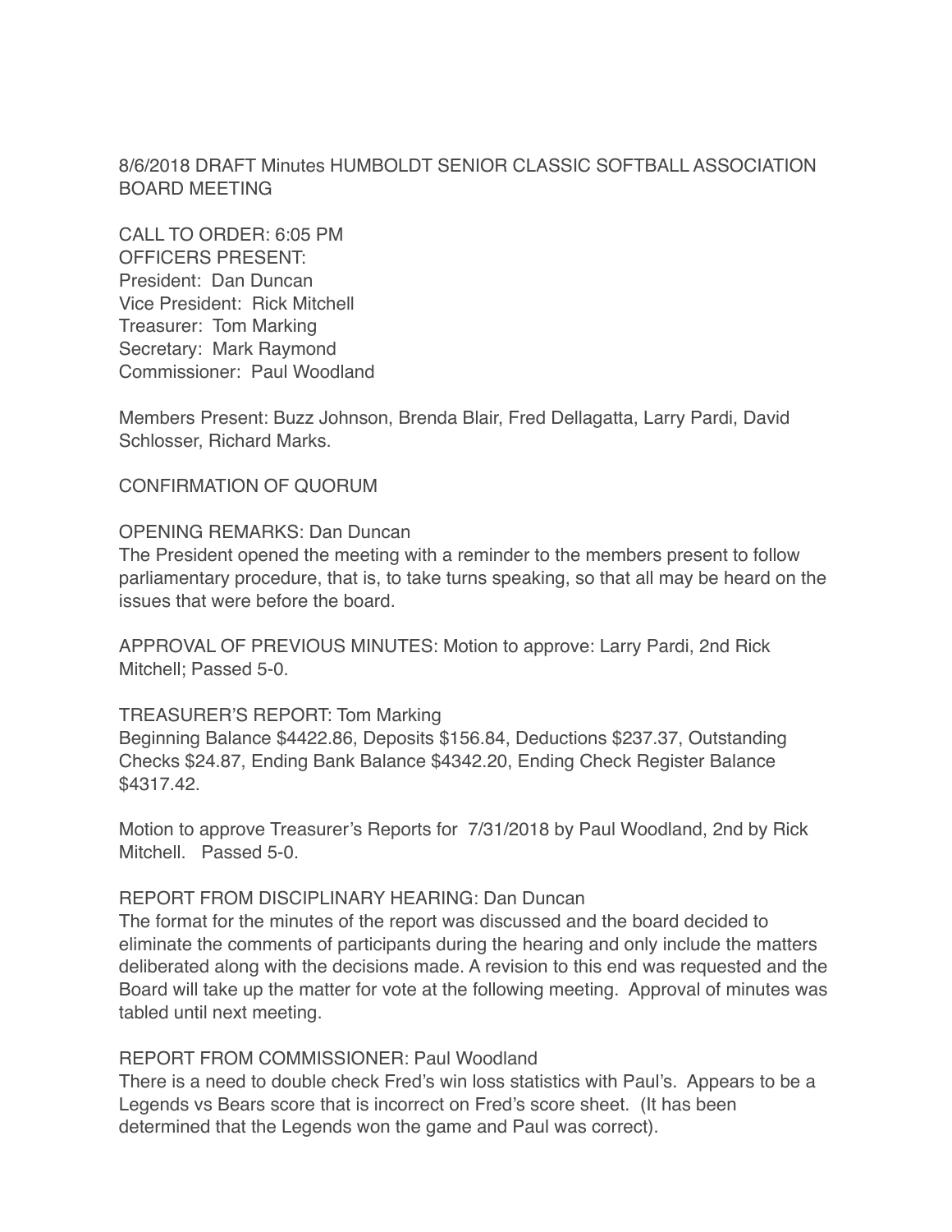# 8/6/2018 DRAFT Minutes HUMBOLDT SENIOR CLASSIC SOFTBALL ASSOCIATION BOARD MEETING

CALL TO ORDER: 6:05 PM
OFFICERS PRESENT:
President: Dan Duncan
Vice President: Rick Mitchell
Treasurer: Tom Marking
Secretary: Mark Raymond
Commissioner: Paul Woodland

Members Present: Buzz Johnson, Brenda Blair, Fred Dellagatta, Larry Pardi, David Schlosser, Richard Marks.

CONFIRMATION OF QUORUM

OPENING REMARKS: Dan Duncan
The President opened the meeting with a reminder to the members present to follow parliamentary procedure, that is, to take turns speaking, so that all may be heard on the issues that were before the board.

APPROVAL OF PREVIOUS MINUTES: Motion to approve: Larry Pardi, 2nd Rick Mitchell; Passed 5-0.

TREASURER'S REPORT: Tom Marking
Beginning Balance $4422.86, Deposits $156.84, Deductions $237.37, Outstanding Checks $24.87, Ending Bank Balance $4342.20, Ending Check Register Balance $4317.42.

Motion to approve Treasurer's Reports for 7/31/2018 by Paul Woodland, 2nd by Rick Mitchell. Passed 5-0.

REPORT FROM DISCIPLINARY HEARING: Dan Duncan
The format for the minutes of the report was discussed and the board decided to eliminate the comments of participants during the hearing and only include the matters deliberated along with the decisions made. A revision to this end was requested and the Board will take up the matter for vote at the following meeting. Approval of minutes was tabled until next meeting.

REPORT FROM COMMISSIONER: Paul Woodland
There is a need to double check Fred's win loss statistics with Paul's. Appears to be a Legends vs Bears score that is incorrect on Fred's score sheet. (It has been determined that the Legends won the game and Paul was correct).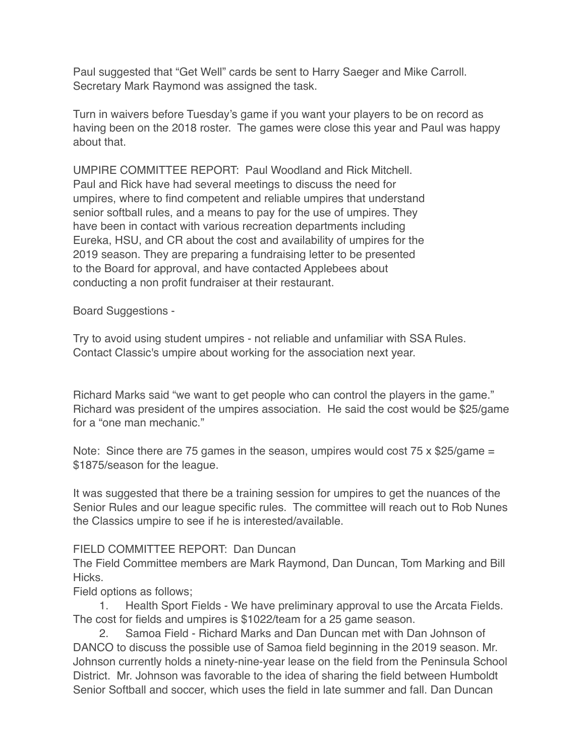Paul suggested that “Get Well” cards be sent to Harry Saeger and Mike Carroll. Secretary Mark Raymond was assigned the task.

Turn in waivers before Tuesday’s game if you want your players to be on record as having been on the 2018 roster. The games were close this year and Paul was happy about that.

UMPIRE COMMITTEE REPORT: Paul Woodland and Rick Mitchell.
Paul and Rick have had several meetings to discuss the need for umpires, where to find competent and reliable umpires that understand senior softball rules, and a means to pay for the use of umpires. They have been in contact with various recreation departments including Eureka, HSU, and CR about the cost and availability of umpires for the 2019 season. They are preparing a fundraising letter to be presented to the Board for approval, and have contacted Applebees about conducting a non profit fundraiser at their restaurant.

Board Suggestions -

Try to avoid using student umpires - not reliable and unfamiliar with SSA Rules.
Contact Classic's umpire about working for the association next year.

Richard Marks said “we want to get people who can control the players in the game.” Richard was president of the umpires association. He said the cost would be $25/game for a “one man mechanic.”

Note: Since there are 75 games in the season, umpires would cost 75 x $25/game = $1875/season for the league.

It was suggested that there be a training session for umpires to get the nuances of the Senior Rules and our league specific rules. The committee will reach out to Rob Nunes the Classics umpire to see if he is interested/available.

FIELD COMMITTEE REPORT: Dan Duncan
The Field Committee members are Mark Raymond, Dan Duncan, Tom Marking and Bill Hicks.
Field options as follows;

1. Health Sport Fields - We have preliminary approval to use the Arcata Fields. The cost for fields and umpires is $1022/team for a 25 game season.
2. Samoa Field - Richard Marks and Dan Duncan met with Dan Johnson of DANCO to discuss the possible use of Samoa field beginning in the 2019 season. Mr. Johnson currently holds a ninety-nine-year lease on the field from the Peninsula School District. Mr. Johnson was favorable to the idea of sharing the field between Humboldt Senior Softball and soccer, which uses the field in late summer and fall. Dan Duncan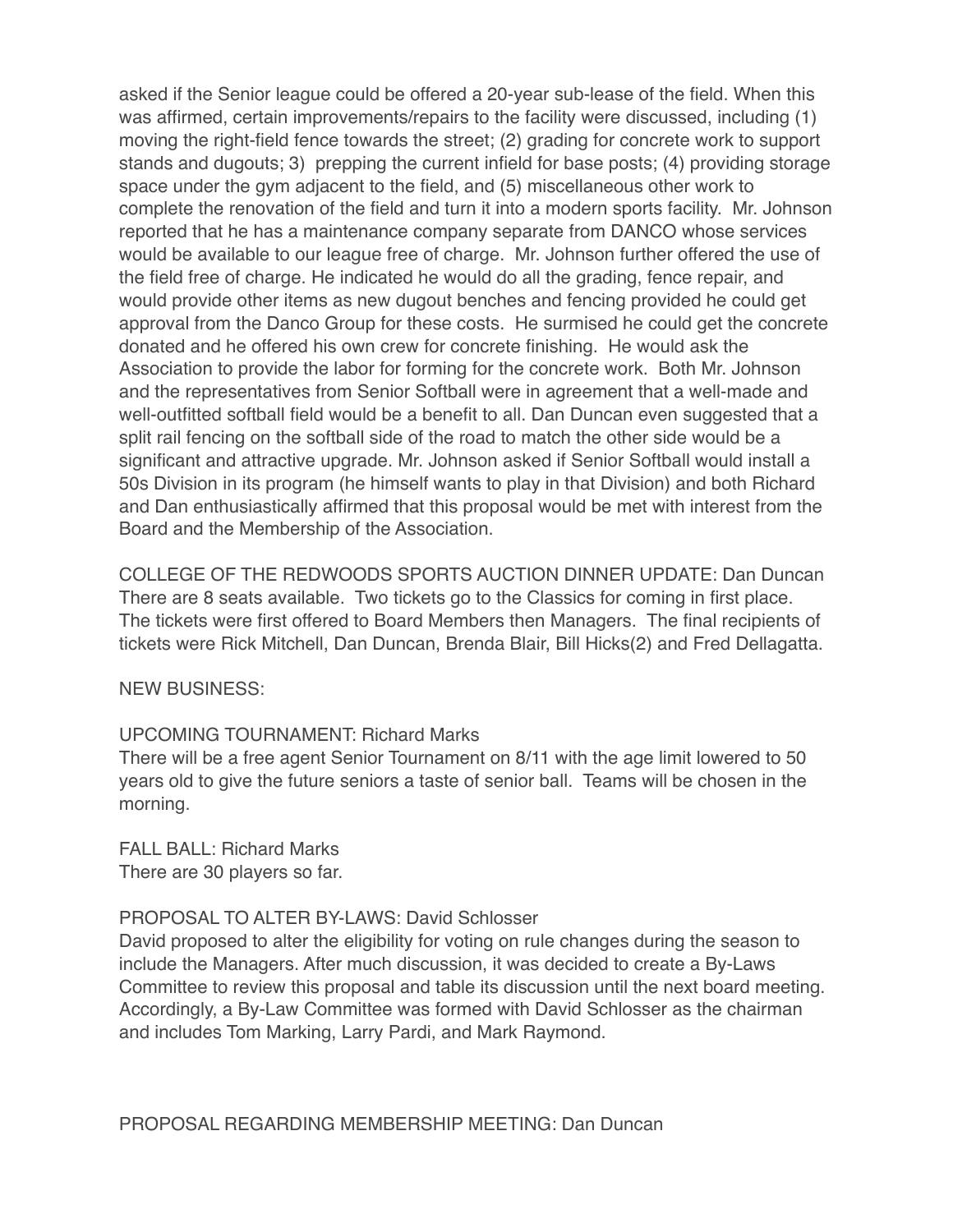asked if the Senior league could be offered a 20-year sub-lease of the field. When this was affirmed, certain improvements/repairs to the facility were discussed, including (1) moving the right-field fence towards the street; (2) grading for concrete work to support stands and dugouts; 3) prepping the current infield for base posts; (4) providing storage space under the gym adjacent to the field, and (5) miscellaneous other work to complete the renovation of the field and turn it into a modern sports facility. Mr. Johnson reported that he has a maintenance company separate from DANCO whose services would be available to our league free of charge. Mr. Johnson further offered the use of the field free of charge. He indicated he would do all the grading, fence repair, and would provide other items as new dugout benches and fencing provided he could get approval from the Danco Group for these costs. He surmised he could get the concrete donated and he offered his own crew for concrete finishing. He would ask the Association to provide the labor for forming for the concrete work. Both Mr. Johnson and the representatives from Senior Softball were in agreement that a well-made and well-outfitted softball field would be a benefit to all. Dan Duncan even suggested that a split rail fencing on the softball side of the road to match the other side would be a significant and attractive upgrade. Mr. Johnson asked if Senior Softball would install a 50s Division in its program (he himself wants to play in that Division) and both Richard and Dan enthusiastically affirmed that this proposal would be met with interest from the Board and the Membership of the Association.

COLLEGE OF THE REDWOODS SPORTS AUCTION DINNER UPDATE: Dan Duncan
There are 8 seats available. Two tickets go to the Classics for coming in first place. The tickets were first offered to Board Members then Managers. The final recipients of tickets were Rick Mitchell, Dan Duncan, Brenda Blair, Bill Hicks(2) and Fred Dellagatta.

NEW BUSINESS:

UPCOMING TOURNAMENT: Richard Marks
There will be a free agent Senior Tournament on 8/11 with the age limit lowered to 50 years old to give the future seniors a taste of senior ball. Teams will be chosen in the morning.

FALL BALL: Richard Marks
There are 30 players so far.

PROPOSAL TO ALTER BY-LAWS: David Schlosser
David proposed to alter the eligibility for voting on rule changes during the season to include the Managers. After much discussion, it was decided to create a By-Laws Committee to review this proposal and table its discussion until the next board meeting. Accordingly, a By-Law Committee was formed with David Schlosser as the chairman and includes Tom Marking, Larry Pardi, and Mark Raymond.

PROPOSAL REGARDING MEMBERSHIP MEETING: Dan Duncan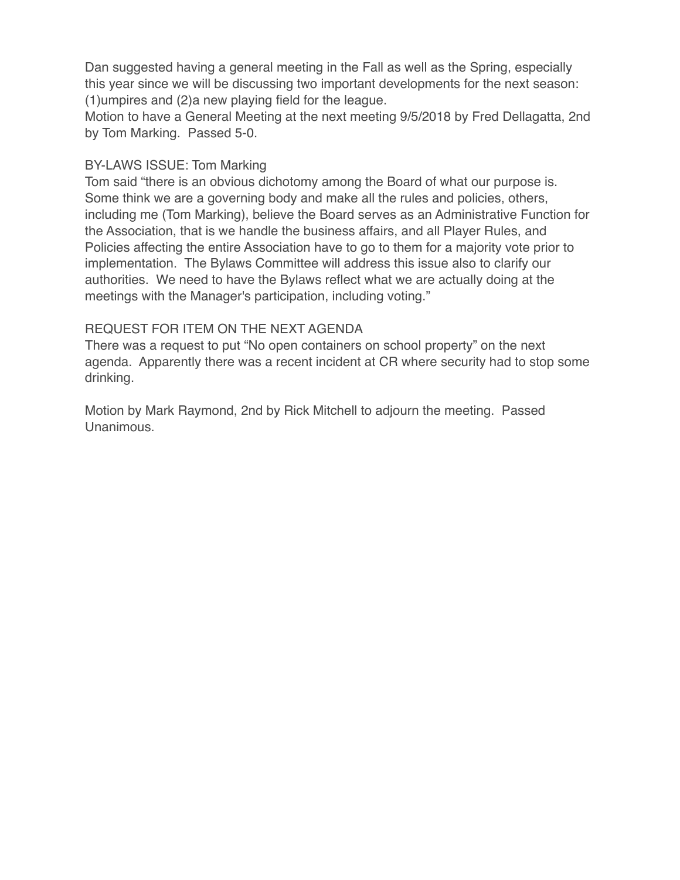Dan suggested having a general meeting in the Fall as well as the Spring, especially this year since we will be discussing two important developments for the next season: (1)umpires and (2)a new playing field for the league.
Motion to have a General Meeting at the next meeting 9/5/2018 by Fred Dellagatta, 2nd by Tom Marking. Passed 5-0.

BY-LAWS ISSUE: Tom Marking
Tom said "there is an obvious dichotomy among the Board of what our purpose is. Some think we are a governing body and make all the rules and policies, others, including me (Tom Marking), believe the Board serves as an Administrative Function for the Association, that is we handle the business affairs, and all Player Rules, and Policies affecting the entire Association have to go to them for a majority vote prior to implementation. The Bylaws Committee will address this issue also to clarify our authorities. We need to have the Bylaws reflect what we are actually doing at the meetings with the Manager's participation, including voting."

REQUEST FOR ITEM ON THE NEXT AGENDA
There was a request to put "No open containers on school property" on the next agenda. Apparently there was a recent incident at CR where security had to stop some drinking.

Motion by Mark Raymond, 2nd by Rick Mitchell to adjourn the meeting. Passed Unanimous.